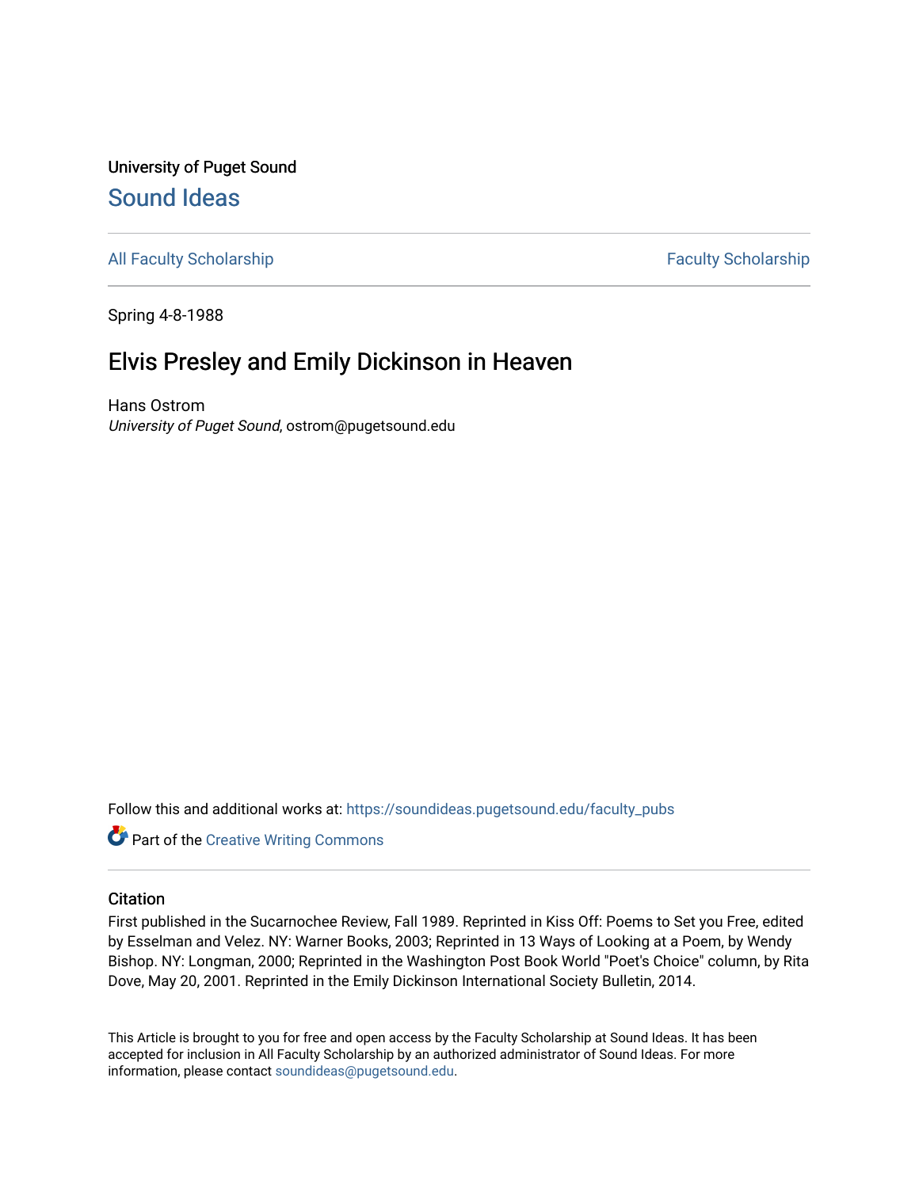University of Puget Sound

# Sound Ideas

All Faculty Scholarship | Faculty Scholarship

Spring 4-8-1988

## Elvis Presley and Emily Dickinson in Heaven

Hans Ostrom
*University of Puget Sound*, ostrom@pugetsound.edu

Follow this and additional works at: https://soundideas.pugetsound.edu/faculty_pubs

Part of the Creative Writing Commons

### Citation

First published in the Sucarnochee Review, Fall 1989. Reprinted in Kiss Off: Poems to Set you Free, edited by Esselman and Velez. NY: Warner Books, 2003; Reprinted in 13 Ways of Looking at a Poem, by Wendy Bishop. NY: Longman, 2000; Reprinted in the Washington Post Book World "Poet's Choice" column, by Rita Dove, May 20, 2001. Reprinted in the Emily Dickinson International Society Bulletin, 2014.

This Article is brought to you for free and open access by the Faculty Scholarship at Sound Ideas. It has been accepted for inclusion in All Faculty Scholarship by an authorized administrator of Sound Ideas. For more information, please contact soundideas@pugetsound.edu.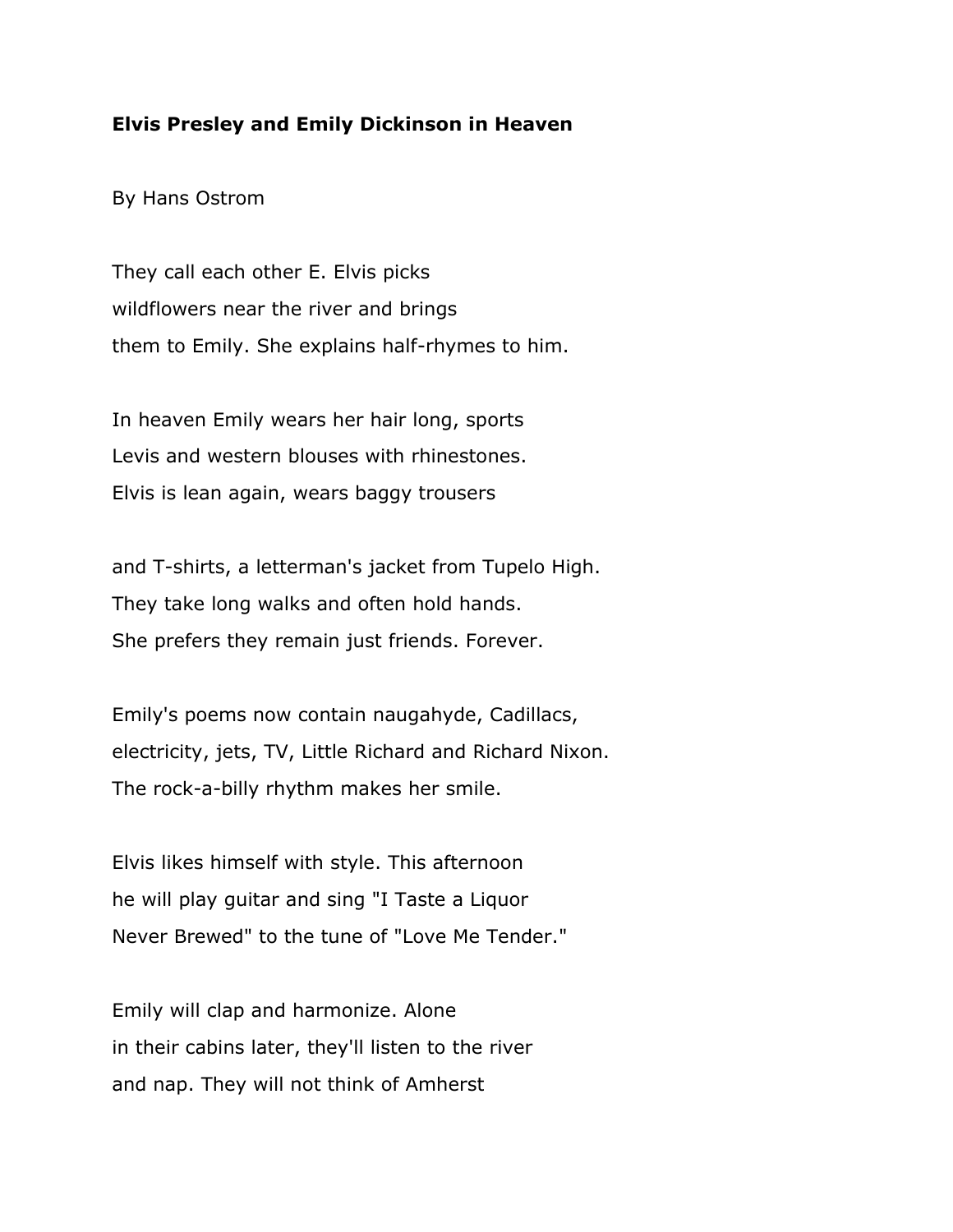**Elvis Presley and Emily Dickinson in Heaven**

By Hans Ostrom

They call each other E. Elvis picks
wildflowers near the river and brings
them to Emily. She explains half-rhymes to him.

In heaven Emily wears her hair long, sports
Levis and western blouses with rhinestones.
Elvis is lean again, wears baggy trousers

and T-shirts, a letterman's jacket from Tupelo High.
They take long walks and often hold hands.
She prefers they remain just friends. Forever.

Emily's poems now contain naugahyde, Cadillacs,
electricity, jets, TV, Little Richard and Richard Nixon.
The rock-a-billy rhythm makes her smile.

Elvis likes himself with style. This afternoon
he will play guitar and sing "I Taste a Liquor
Never Brewed" to the tune of "Love Me Tender."

Emily will clap and harmonize. Alone
in their cabins later, they'll listen to the river
and nap. They will not think of Amherst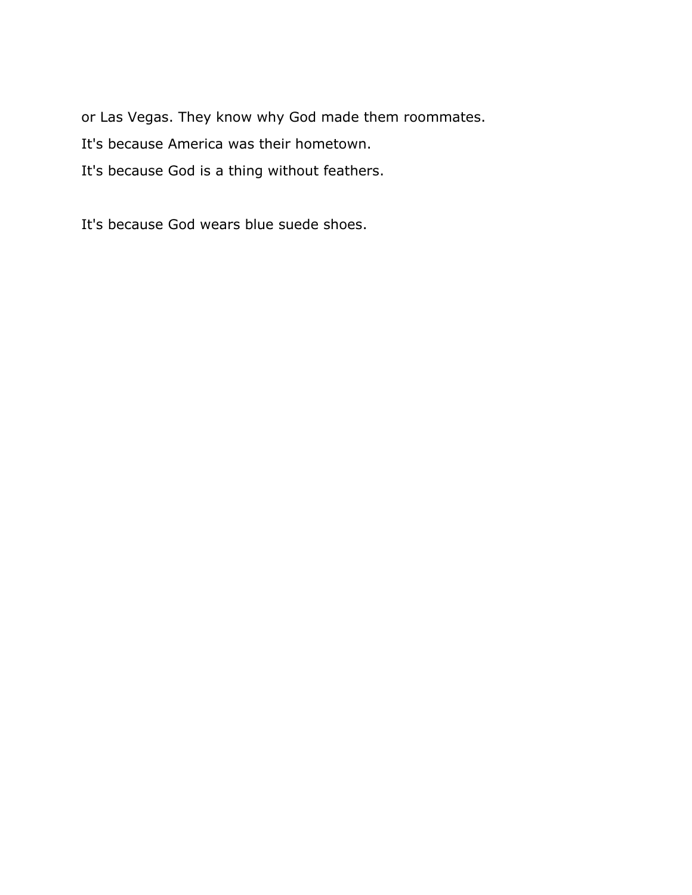or Las Vegas. They know why God made them roommates.

It's because America was their hometown.

It's because God is a thing without feathers.

It's because God wears blue suede shoes.